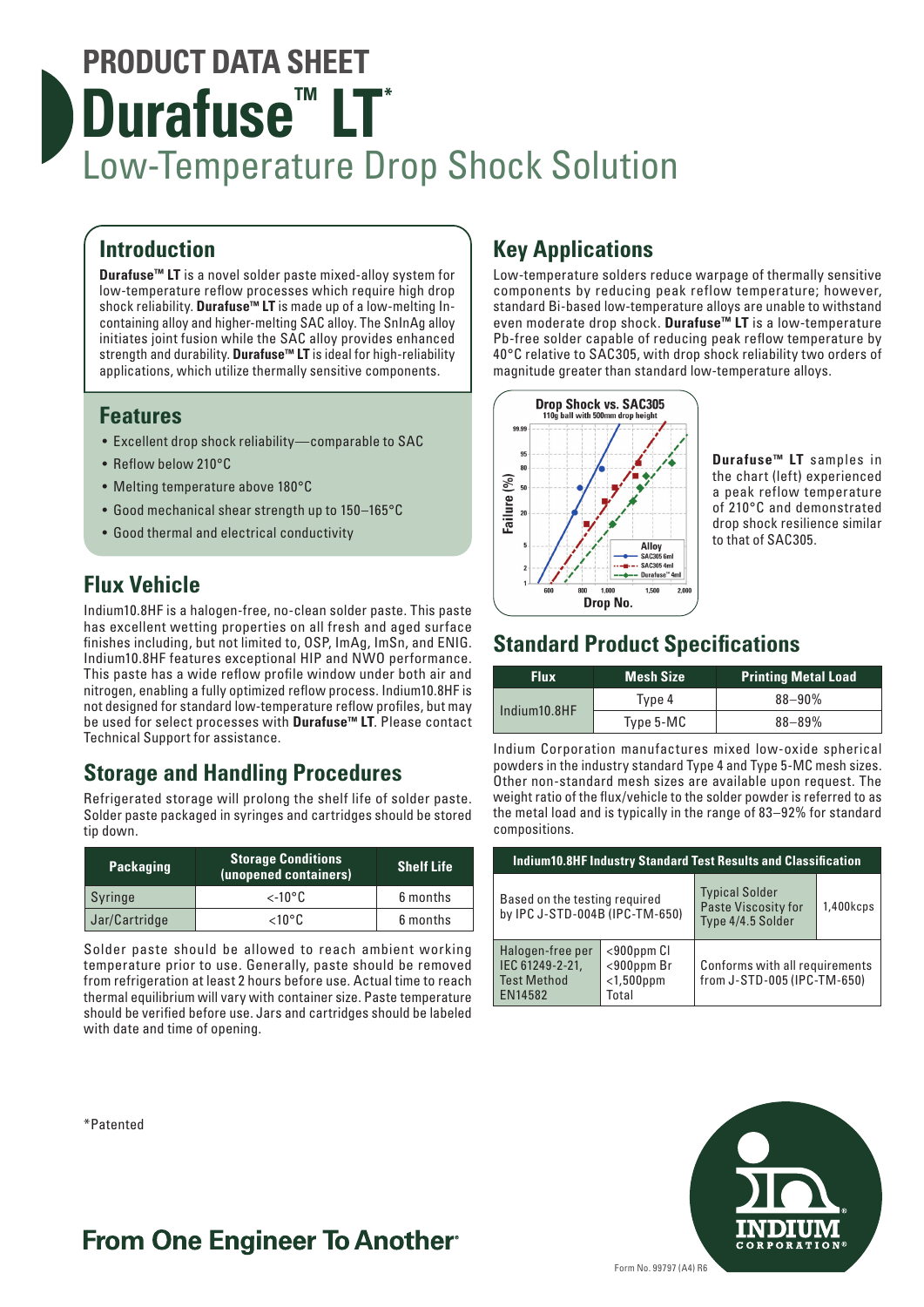# PRODUCT DATA SHEET

# Durafuse™ LT*

## Low-Temperature Drop Shock Solution

## Introduction

**Durafuse™ LT** is a novel solder paste mixed-alloy system for low-temperature reflow processes which require high drop shock reliability. **Durafuse™ LT** is made up of a low-melting In-containing alloy and higher-melting SAC alloy. The SnInAg alloy initiates joint fusion while the SAC alloy provides enhanced strength and durability. **Durafuse™ LT** is ideal for high-reliability applications, which utilize thermally sensitive components.

## Features

- Excellent drop shock reliability—comparable to SAC
- Reflow below 210°C
- Melting temperature above 180°C
- Good mechanical shear strength up to 150–165°C
- Good thermal and electrical conductivity

## Flux Vehicle

Indium10.8HF is a halogen-free, no-clean solder paste. This paste has excellent wetting properties on all fresh and aged surface finishes including, but not limited to, OSP, ImAg, ImSn, and ENIG. Indium10.8HF features exceptional HIP and NWO performance. This paste has a wide reflow profile window under both air and nitrogen, enabling a fully optimized reflow process. Indium10.8HF is not designed for standard low-temperature reflow profiles, but may be used for select processes with **Durafuse™ LT**. Please contact Technical Support for assistance.

## Storage and Handling Procedures

Refrigerated storage will prolong the shelf life of solder paste. Solder paste packaged in syringes and cartridges should be stored tip down.

| Packaging | Storage Conditions (unopened containers) | Shelf Life |
|---|---|---|
| Syringe | <-10°C | 6 months |
| Jar/Cartridge | <10°C | 6 months |

Solder paste should be allowed to reach ambient working temperature prior to use. Generally, paste should be removed from refrigeration at least 2 hours before use. Actual time to reach thermal equilibrium will vary with container size. Paste temperature should be verified before use. Jars and cartridges should be labeled with date and time of opening.

## Key Applications

Low-temperature solders reduce warpage of thermally sensitive components by reducing peak reflow temperature; however, standard Bi-based low-temperature alloys are unable to withstand even moderate drop shock. **Durafuse™ LT** is a low-temperature Pb-free solder capable of reducing peak reflow temperature by 40°C relative to SAC305, with drop shock reliability two orders of magnitude greater than standard low-temperature alloys.

**Durafuse™ LT** samples in the chart (left) experienced a peak reflow temperature of 210°C and demonstrated drop shock resilience similar to that of SAC305.

## Standard Product Specifications

| Flux | Mesh Size | Printing Metal Load |
|---|---|---|
| Indium10.8HF | Type 4 | 88–90% |
| | Type 5-MC | 88–89% |

Indium Corporation manufactures mixed low-oxide spherical powders in the industry standard Type 4 and Type 5-MC mesh sizes. Other non-standard mesh sizes are available upon request. The weight ratio of the flux/vehicle to the solder powder is referred to as the metal load and is typically in the range of 83–92% for standard compositions.

| Indium10.8HF Industry Standard Test Results and Classification | | | |
|---|---|---|---|
| Based on the testing required by IPC J-STD-004B (IPC-TM-650) | | Typical Solder Paste Viscosity for Type 4/4.5 Solder | 1,400kcps |
| Halogen-free per IEC 61249-2-21, Test Method EN14582 | <900ppm Cl <900ppm Br <1,500ppm Total | Conforms with all requirements from J-STD-005 (IPC-TM-650) | |

*Patented

From One Engineer To Another®

Form No. 99797 (A4) R6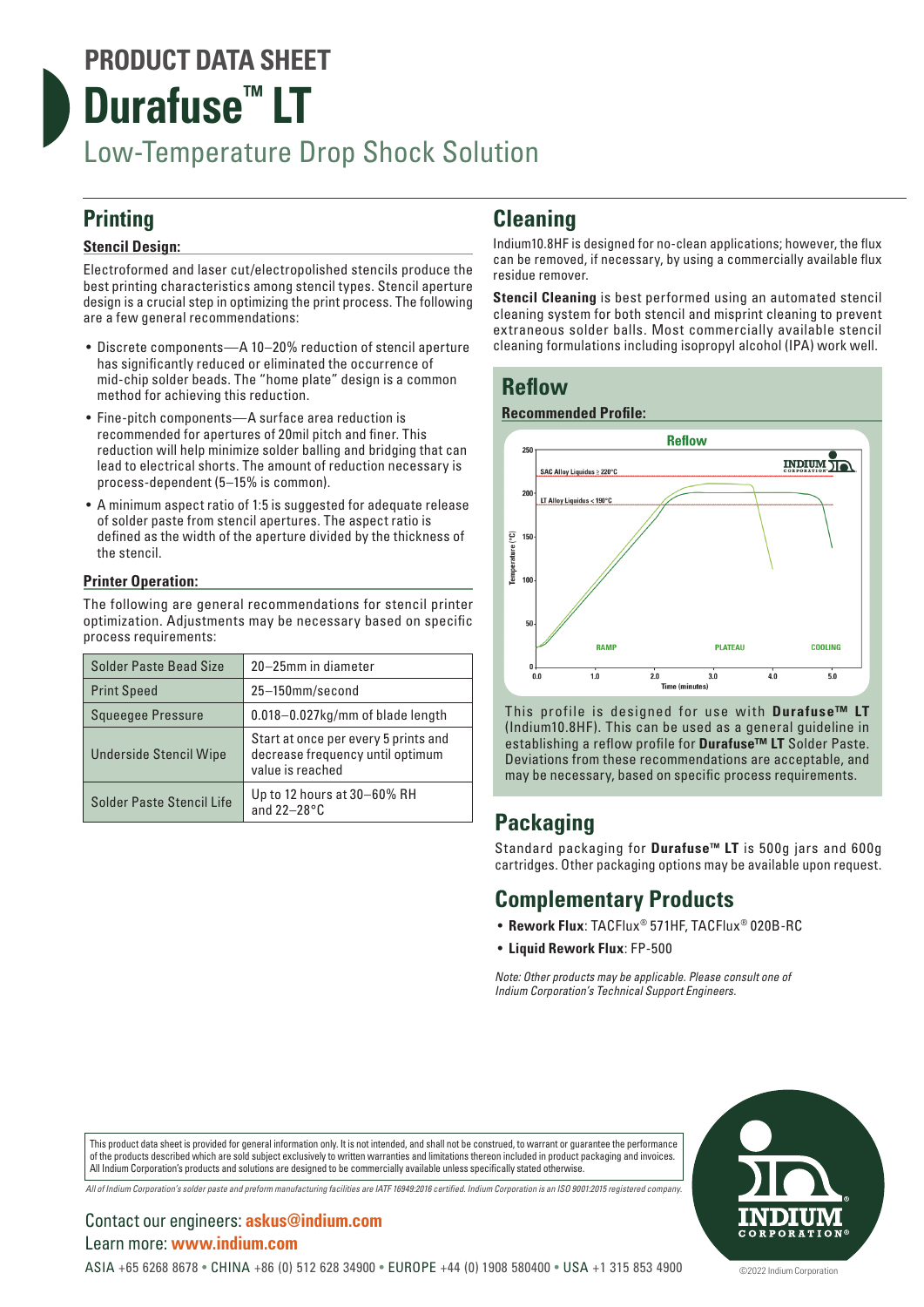# PRODUCT DATA SHEET

# Durafuse™ LT

## Low-Temperature Drop Shock Solution

## Printing

### Stencil Design:

Electroformed and laser cut/electropolished stencils produce the best printing characteristics among stencil types. Stencil aperture design is a crucial step in optimizing the print process. The following are a few general recommendations:

- Discrete components—A 10–20% reduction of stencil aperture has significantly reduced or eliminated the occurrence of mid-chip solder beads. The "home plate" design is a common method for achieving this reduction.
- Fine-pitch components—A surface area reduction is recommended for apertures of 20mil pitch and finer. This reduction will help minimize solder balling and bridging that can lead to electrical shorts. The amount of reduction necessary is process-dependent (5–15% is common).
- A minimum aspect ratio of 1:5 is suggested for adequate release of solder paste from stencil apertures. The aspect ratio is defined as the width of the aperture divided by the thickness of the stencil.

### Printer Operation:

The following are general recommendations for stencil printer optimization. Adjustments may be necessary based on specific process requirements:

| | |
|---|---|
| Solder Paste Bead Size | 20–25mm in diameter |
| Print Speed | 25–150mm/second |
| Squeegee Pressure | 0.018–0.027kg/mm of blade length |
| Underside Stencil Wipe | Start at once per every 5 prints and decrease frequency until optimum value is reached |
| Solder Paste Stencil Life | Up to 12 hours at 30–60% RH and 22–28°C |

## Cleaning

Indium10.8HF is designed for no-clean applications; however, the flux can be removed, if necessary, by using a commercially available flux residue remover.

**Stencil Cleaning** is best performed using an automated stencil cleaning system for both stencil and misprint cleaning to prevent extraneous solder balls. Most commercially available stencil cleaning formulations including isopropyl alcohol (IPA) work well.

## Reflow

### Recommended Profile:

Reflow

SAC Alloy Liquidus ≥ 220°C

LT Alloy Liquidus < 190°C

Temperature (°C)

250

200

150

100

50

0

RAMP

PLATEAU

COOLING

0.0 1.0 2.0 3.0 4.0 5.0

Time (minutes)

This profile is designed for use with **Durafuse™ LT** (Indium10.8HF). This can be used as a general guideline in establishing a reflow profile for **Durafuse™ LT** Solder Paste. Deviations from these recommendations are acceptable, and may be necessary, based on specific process requirements.

## Packaging

Standard packaging for **Durafuse™ LT** is 500g jars and 600g cartridges. Other packaging options may be available upon request.

## Complementary Products

- **Rework Flux**: TACFlux® 571HF, TACFlux® 020B-RC
- **Liquid Rework Flux**: FP-500

*Note: Other products may be applicable. Please consult one of Indium Corporation's Technical Support Engineers.*

This product data sheet is provided for general information only. It is not intended, and shall not be construed, to warrant or guarantee the performance of the products described which are sold subject exclusively to written warranties and limitations thereon included in product packaging and invoices. All Indium Corporation's products and solutions are designed to be commercially available unless specifically stated otherwise.

*All of Indium Corporation's solder paste and preform manufacturing facilities are IATF 16949:2016 certified. Indium Corporation is an ISO 9001:2015 registered company.*

Contact our engineers: **askus@indium.com**

Learn more: **www.indium.com**

ASIA +65 6268 8678 • CHINA +86 (0) 512 628 34900 • EUROPE +44 (0) 1908 580400 • USA +1 315 853 4900

©2022 Indium Corporation